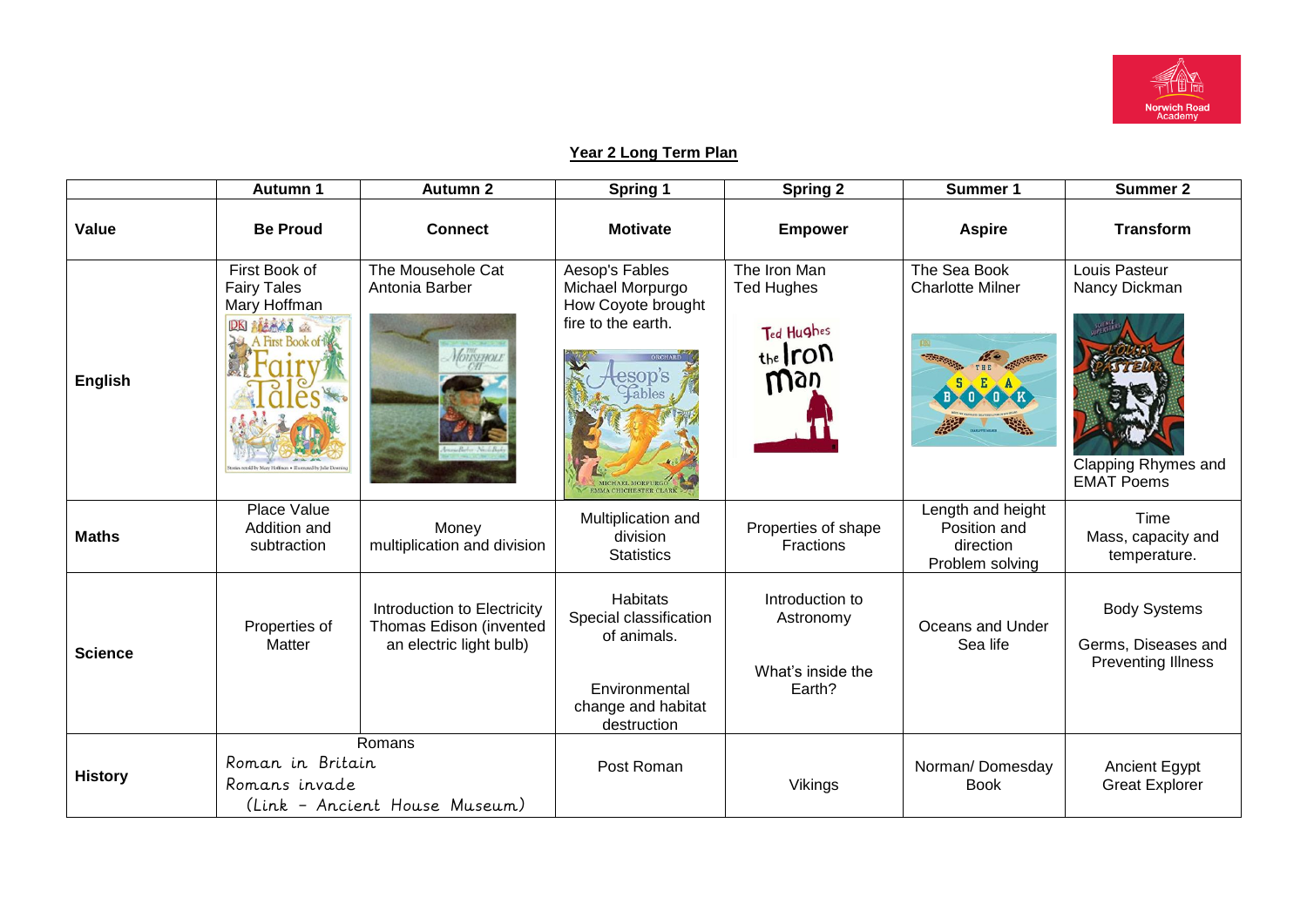Norwich Road Academy

## Year 2 Long Term Plan

| | Autumn 1 | Autumn 2 | Spring 1 | Spring 2 | Summer 1 | Summer 2 |
|---|---|---|---|---|---|---|
| **Value** | **Be Proud** | **Connect** | **Motivate** | **Empower** | **Aspire** | **Transform** |
| **English** | First Book of Fairy Tales<br>Mary Hoffman | The Mousehole Cat<br>Antonia Barber | Aesop's Fables<br>Michael Morpurgo<br>How Coyote brought fire to the earth. | The Iron Man<br>Ted Hughes | The Sea Book<br>Charlotte Milner | Louis Pasteur<br>Nancy Dickman<br>Clapping Rhymes and EMAT Poems |
| **Maths** | Place Value<br>Addition and subtraction | Money<br>multiplication and division | Multiplication and division<br>Statistics | Properties of shape<br>Fractions | Length and height<br>Position and direction<br>Problem solving | Time<br>Mass, capacity and temperature. |
| **Science** | Properties of Matter | Introduction to Electricity<br>Thomas Edison (invented an electric light bulb) | Habitats<br>Special classification of animals.<br><br>Environmental change and habitat destruction | Introduction to Astronomy<br><br>What's inside the Earth? | Oceans and Under Sea life | Body Systems<br><br>Germs, Diseases and Preventing Illness |
| **History** | Romans<br>Roman in Britain<br>Romans invade<br>(Link – Ancient House Museum) | | Post Roman | Vikings | Norman/ Domesday Book | Ancient Egypt<br>Great Explorer |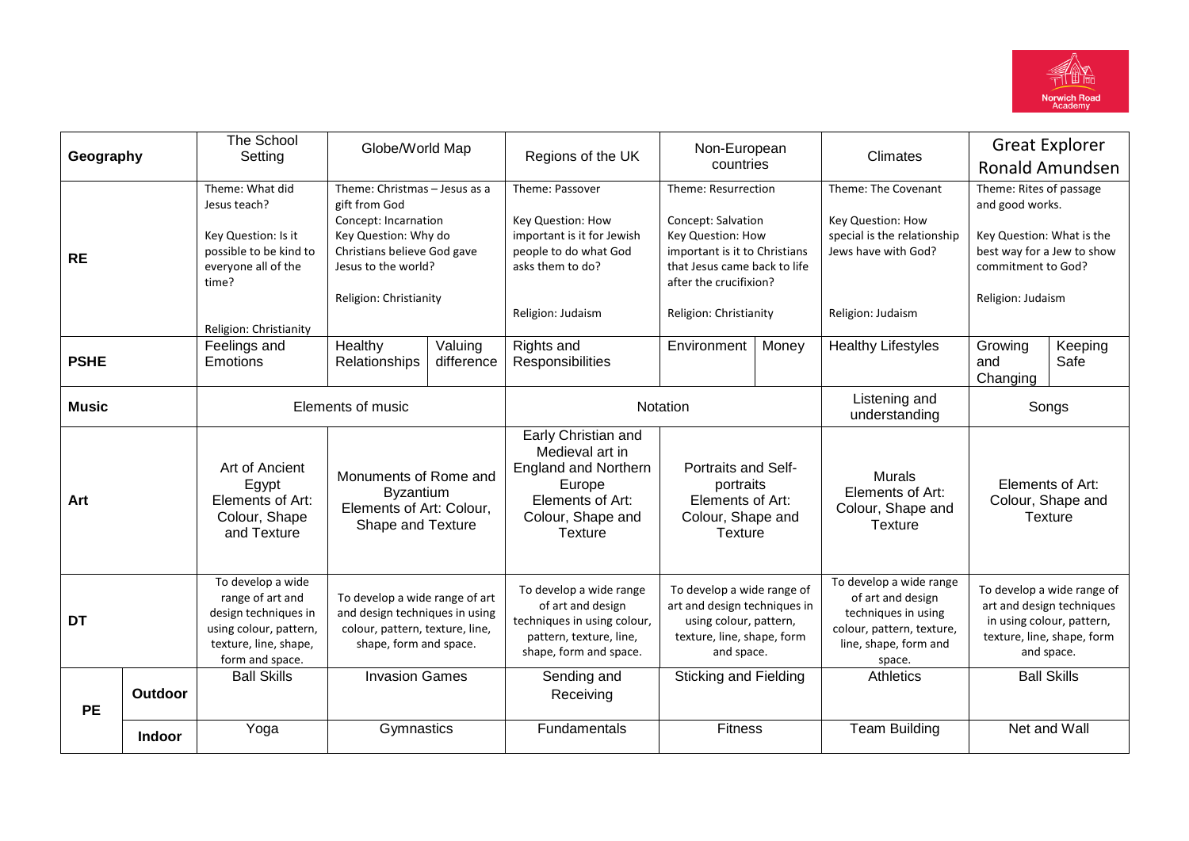| | | | | | | | | | |
|---|---|---|---|---|---|---|---|---|---|
| **Geography** | | The School Setting | Globe/World Map | | Regions of the UK | Non-European countries | | Climates | Great Explorer Ronald Amundsen | |
| **RE** | | Theme: What did Jesus teach?<br><br>Key Question: Is it possible to be kind to everyone all of the time?<br><br>Religion: Christianity | Theme: Christmas – Jesus as a gift from God<br>Concept: Incarnation<br>Key Question: Why do Christians believe God gave Jesus to the world?<br><br>Religion: Christianity | | Theme: Passover<br><br>Key Question: How important is it for Jewish people to do what God asks them to do?<br><br>Religion: Judaism | Theme: Resurrection<br><br>Concept: Salvation<br>Key Question: How important is it to Christians that Jesus came back to life after the crucifixion?<br><br>Religion: Christianity | | Theme: The Covenant<br><br>Key Question: How special is the relationship Jews have with God?<br><br>Religion: Judaism | Theme: Rites of passage and good works.<br><br>Key Question: What is the best way for a Jew to show commitment to God?<br><br>Religion: Judaism | |
| **PSHE** | | Feelings and Emotions | Healthy Relationships | Valuing difference | Rights and Responsibilities | Environment | Money | Healthy Lifestyles | Growing and Changing | Keeping Safe |
| **Music** | | Elements of music | | | Notation | | | Listening and understanding | Songs | |
| **Art** | | Art of Ancient Egypt<br>Elements of Art: Colour, Shape and Texture | Monuments of Rome and Byzantium<br>Elements of Art: Colour, Shape and Texture | | Early Christian and Medieval art in England and Northern Europe<br>Elements of Art: Colour, Shape and Texture | Portraits and Self-portraits<br>Elements of Art: Colour, Shape and Texture | | Murals<br>Elements of Art: Colour, Shape and Texture | Elements of Art: Colour, Shape and Texture | |
| **DT** | | To develop a wide range of art and design techniques in using colour, pattern, texture, line, shape, form and space. | To develop a wide range of art and design techniques in using colour, pattern, texture, line, shape, form and space. | | To develop a wide range of art and design techniques in using colour, pattern, texture, line, shape, form and space. | To develop a wide range of art and design techniques in using colour, pattern, texture, line, shape, form and space. | | To develop a wide range of art and design techniques in using colour, pattern, texture, line, shape, form and space. | To develop a wide range of art and design techniques in using colour, pattern, texture, line, shape, form and space. | |
| **PE** | **Outdoor** | Ball Skills | Invasion Games | | Sending and Receiving | Sticking and Fielding | | Athletics | Ball Skills | |
| | **Indoor** | Yoga | Gymnastics | | Fundamentals | Fitness | | Team Building | Net and Wall | |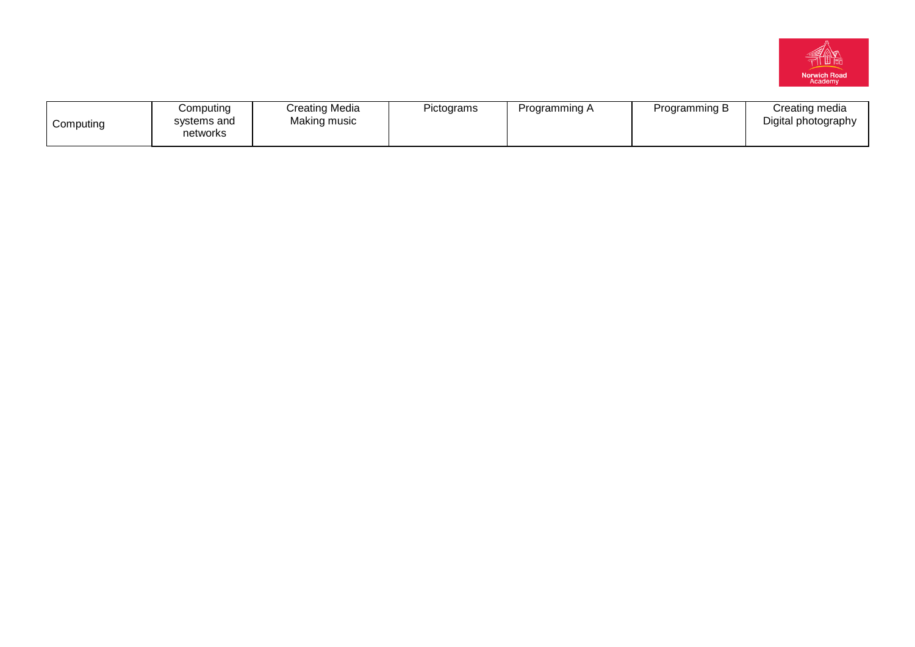| | | | | | | |
|---|---|---|---|---|---|---|
| Computing | Computing systems and networks | Creating Media Making music | Pictograms | Programming A | Programming B | Creating media Digital photography |